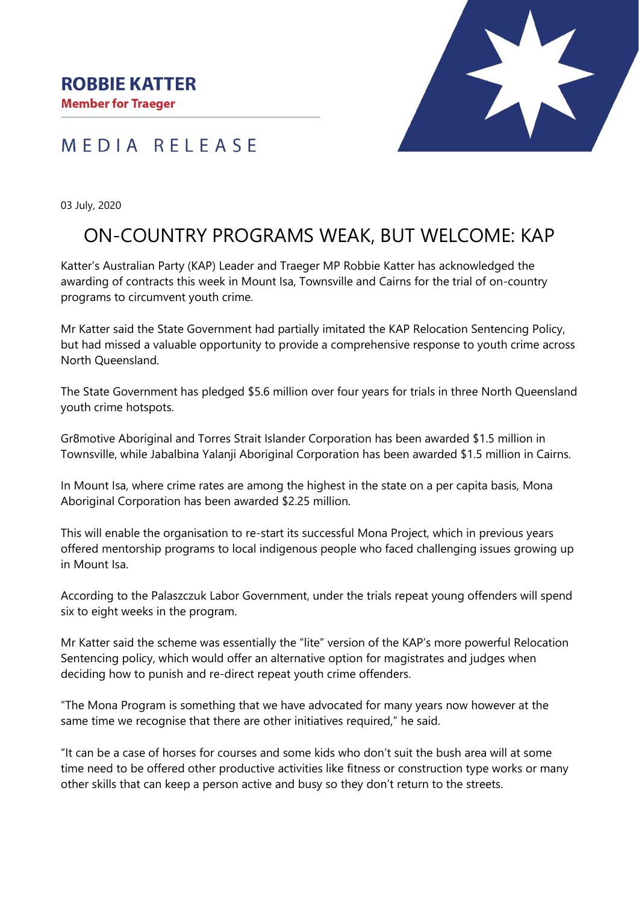**ROBBIE KATTER**
**Member for Traeger**

MEDIA RELEASE

03 July, 2020

# ON-COUNTRY PROGRAMS WEAK, BUT WELCOME: KAP

Katter's Australian Party (KAP) Leader and Traeger MP Robbie Katter has acknowledged the awarding of contracts this week in Mount Isa, Townsville and Cairns for the trial of on-country programs to circumvent youth crime.

Mr Katter said the State Government had partially imitated the KAP Relocation Sentencing Policy, but had missed a valuable opportunity to provide a comprehensive response to youth crime across North Queensland.

The State Government has pledged $5.6 million over four years for trials in three North Queensland youth crime hotspots.

Gr8motive Aboriginal and Torres Strait Islander Corporation has been awarded $1.5 million in Townsville, while Jabalbina Yalanji Aboriginal Corporation has been awarded $1.5 million in Cairns.

In Mount Isa, where crime rates are among the highest in the state on a per capita basis, Mona Aboriginal Corporation has been awarded $2.25 million.

This will enable the organisation to re-start its successful Mona Project, which in previous years offered mentorship programs to local indigenous people who faced challenging issues growing up in Mount Isa.

According to the Palaszczuk Labor Government, under the trials repeat young offenders will spend six to eight weeks in the program.

Mr Katter said the scheme was essentially the "lite" version of the KAP's more powerful Relocation Sentencing policy, which would offer an alternative option for magistrates and judges when deciding how to punish and re-direct repeat youth crime offenders.

"The Mona Program is something that we have advocated for many years now however at the same time we recognise that there are other initiatives required," he said.

"It can be a case of horses for courses and some kids who don't suit the bush area will at some time need to be offered other productive activities like fitness or construction type works or many other skills that can keep a person active and busy so they don't return to the streets.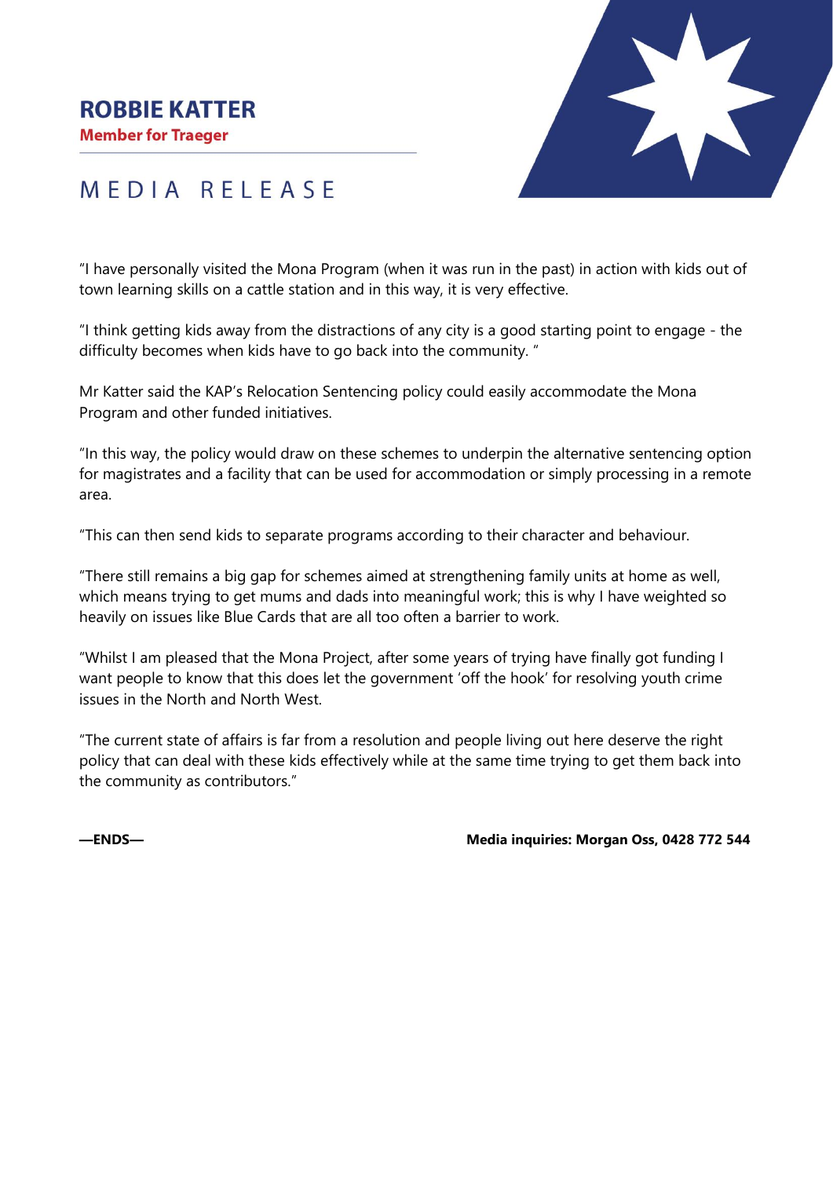**ROBBIE KATTER**
**Member for Traeger**

MEDIA RELEASE

"I have personally visited the Mona Program (when it was run in the past) in action with kids out of town learning skills on a cattle station and in this way, it is very effective.

"I think getting kids away from the distractions of any city is a good starting point to engage - the difficulty becomes when kids have to go back into the community. "

Mr Katter said the KAP's Relocation Sentencing policy could easily accommodate the Mona Program and other funded initiatives.

"In this way, the policy would draw on these schemes to underpin the alternative sentencing option for magistrates and a facility that can be used for accommodation or simply processing in a remote area.

"This can then send kids to separate programs according to their character and behaviour.

"There still remains a big gap for schemes aimed at strengthening family units at home as well, which means trying to get mums and dads into meaningful work; this is why I have weighted so heavily on issues like Blue Cards that are all too often a barrier to work.

"Whilst I am pleased that the Mona Project, after some years of trying have finally got funding I want people to know that this does let the government 'off the hook' for resolving youth crime issues in the North and North West.

"The current state of affairs is far from a resolution and people living out here deserve the right policy that can deal with these kids effectively while at the same time trying to get them back into the community as contributors."

**—ENDS—**

**Media inquiries: Morgan Oss, 0428 772 544**